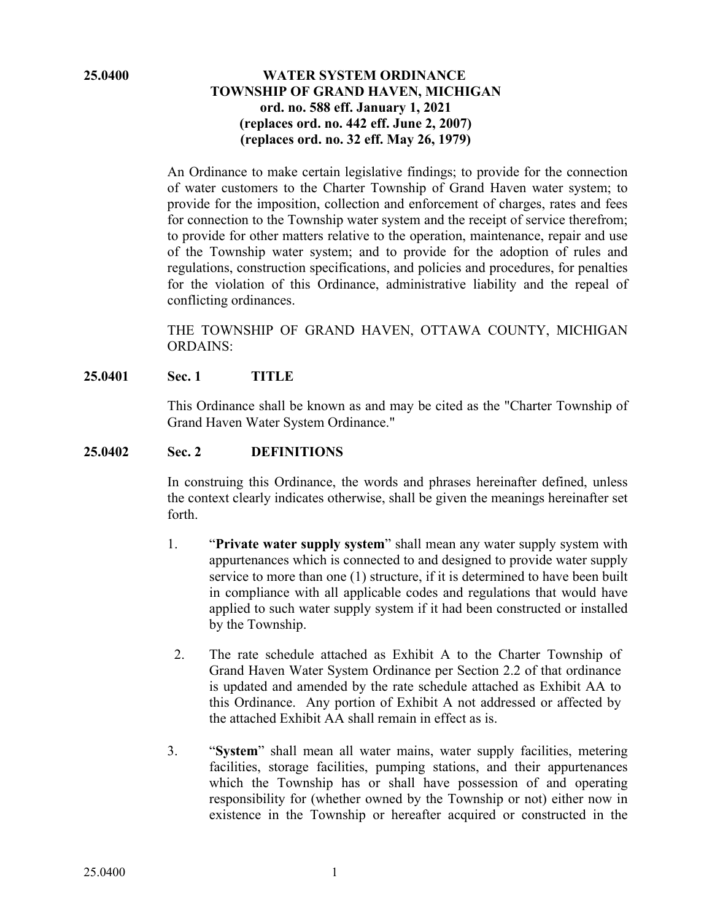## 25.0400 WATER SYSTEM ORDINANCE TOWNSHIP OF GRAND HAVEN, MICHIGAN

**ord. no. 588 eff. January 1, 2021**
**(replaces ord. no. 442 eff. June 2, 2007)**
**(replaces ord. no. 32 eff. May 26, 1979)**

An Ordinance to make certain legislative findings; to provide for the connection of water customers to the Charter Township of Grand Haven water system; to provide for the imposition, collection and enforcement of charges, rates and fees for connection to the Township water system and the receipt of service therefrom; to provide for other matters relative to the operation, maintenance, repair and use of the Township water system; and to provide for the adoption of rules and regulations, construction specifications, and policies and procedures, for penalties for the violation of this Ordinance, administrative liability and the repeal of conflicting ordinances.

THE TOWNSHIP OF GRAND HAVEN, OTTAWA COUNTY, MICHIGAN ORDAINS:

### 25.0401 Sec. 1 TITLE

This Ordinance shall be known as and may be cited as the "Charter Township of Grand Haven Water System Ordinance."

### 25.0402 Sec. 2 DEFINITIONS

In construing this Ordinance, the words and phrases hereinafter defined, unless the context clearly indicates otherwise, shall be given the meanings hereinafter set forth.

1. "**Private water supply system**" shall mean any water supply system with appurtenances which is connected to and designed to provide water supply service to more than one (1) structure, if it is determined to have been built in compliance with all applicable codes and regulations that would have applied to such water supply system if it had been constructed or installed by the Township.

2. The rate schedule attached as Exhibit A to the Charter Township of Grand Haven Water System Ordinance per Section 2.2 of that ordinance is updated and amended by the rate schedule attached as Exhibit AA to this Ordinance. Any portion of Exhibit A not addressed or affected by the attached Exhibit AA shall remain in effect as is.

3. "**System**" shall mean all water mains, water supply facilities, metering facilities, storage facilities, pumping stations, and their appurtenances which the Township has or shall have possession of and operating responsibility for (whether owned by the Township or not) either now in existence in the Township or hereafter acquired or constructed in the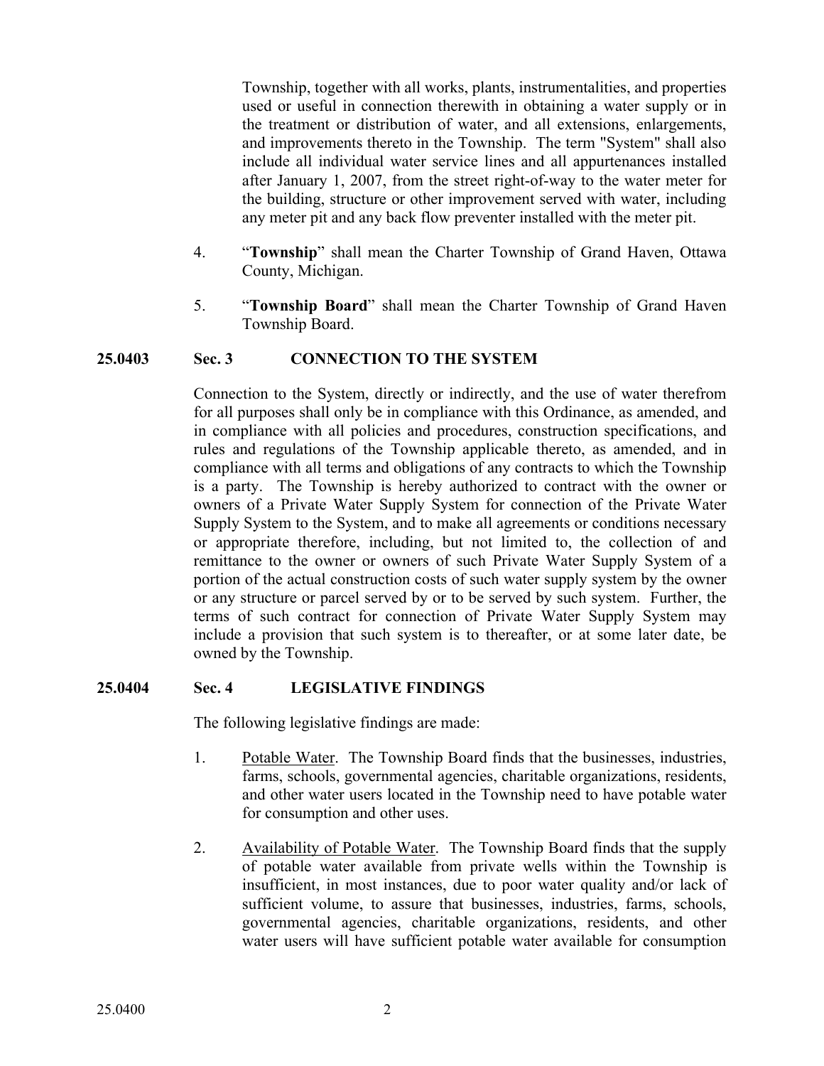Township, together with all works, plants, instrumentalities, and properties used or useful in connection therewith in obtaining a water supply or in the treatment or distribution of water, and all extensions, enlargements, and improvements thereto in the Township. The term "System" shall also include all individual water service lines and all appurtenances installed after January 1, 2007, from the street right-of-way to the water meter for the building, structure or other improvement served with water, including any meter pit and any back flow preventer installed with the meter pit.

4. "**Township**" shall mean the Charter Township of Grand Haven, Ottawa County, Michigan.

5. "**Township Board**" shall mean the Charter Township of Grand Haven Township Board.

## 25.0403 Sec. 3 CONNECTION TO THE SYSTEM

Connection to the System, directly or indirectly, and the use of water therefrom for all purposes shall only be in compliance with this Ordinance, as amended, and in compliance with all policies and procedures, construction specifications, and rules and regulations of the Township applicable thereto, as amended, and in compliance with all terms and obligations of any contracts to which the Township is a party. The Township is hereby authorized to contract with the owner or owners of a Private Water Supply System for connection of the Private Water Supply System to the System, and to make all agreements or conditions necessary or appropriate therefore, including, but not limited to, the collection of and remittance to the owner or owners of such Private Water Supply System of a portion of the actual construction costs of such water supply system by the owner or any structure or parcel served by or to be served by such system. Further, the terms of such contract for connection of Private Water Supply System may include a provision that such system is to thereafter, or at some later date, be owned by the Township.

## 25.0404 Sec. 4 LEGISLATIVE FINDINGS

The following legislative findings are made:

1. Potable Water. The Township Board finds that the businesses, industries, farms, schools, governmental agencies, charitable organizations, residents, and other water users located in the Township need to have potable water for consumption and other uses.

2. Availability of Potable Water. The Township Board finds that the supply of potable water available from private wells within the Township is insufficient, in most instances, due to poor water quality and/or lack of sufficient volume, to assure that businesses, industries, farms, schools, governmental agencies, charitable organizations, residents, and other water users will have sufficient potable water available for consumption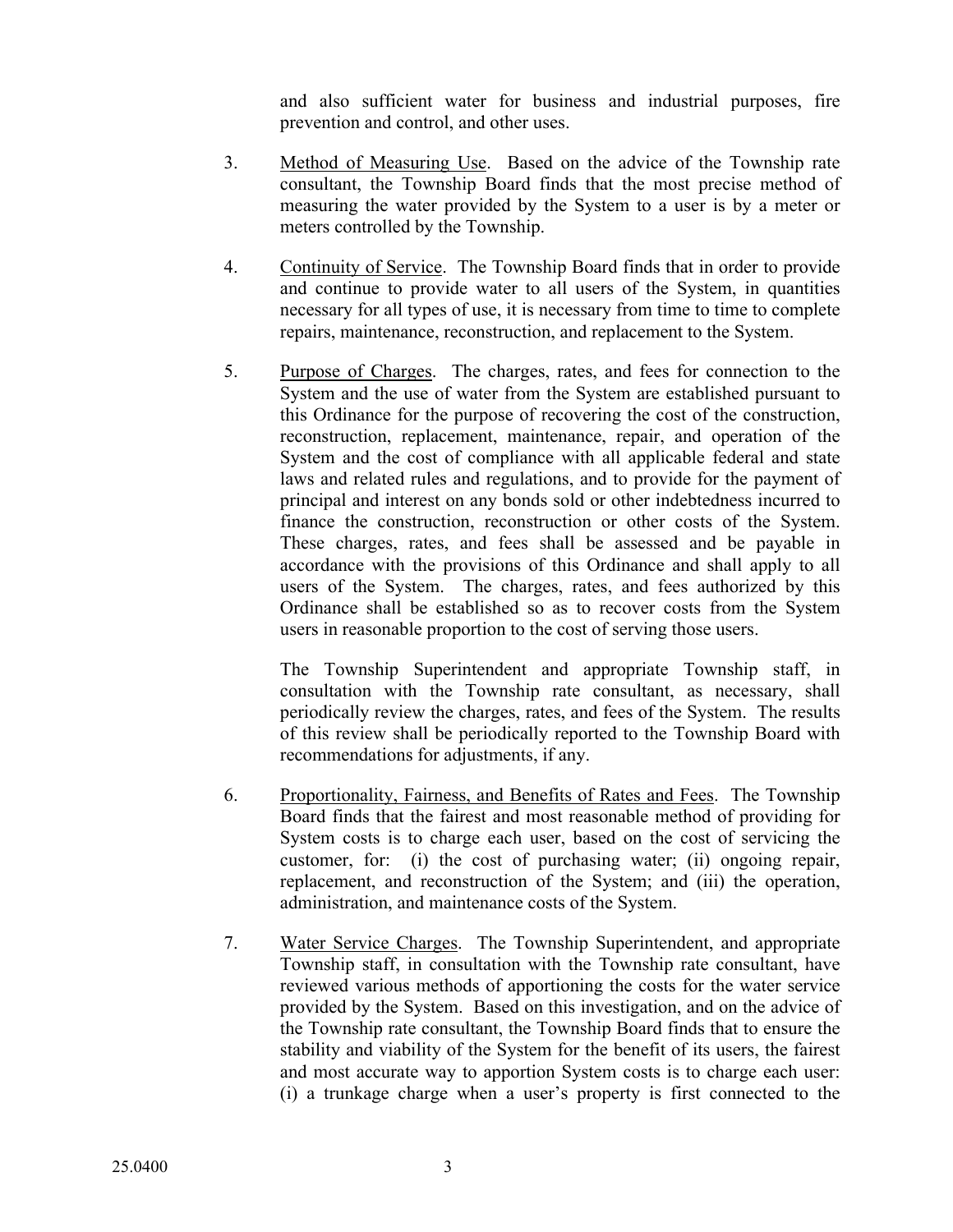and also sufficient water for business and industrial purposes, fire prevention and control, and other uses.

3. Method of Measuring Use. Based on the advice of the Township rate consultant, the Township Board finds that the most precise method of measuring the water provided by the System to a user is by a meter or meters controlled by the Township.

4. Continuity of Service. The Township Board finds that in order to provide and continue to provide water to all users of the System, in quantities necessary for all types of use, it is necessary from time to time to complete repairs, maintenance, reconstruction, and replacement to the System.

5. Purpose of Charges. The charges, rates, and fees for connection to the System and the use of water from the System are established pursuant to this Ordinance for the purpose of recovering the cost of the construction, reconstruction, replacement, maintenance, repair, and operation of the System and the cost of compliance with all applicable federal and state laws and related rules and regulations, and to provide for the payment of principal and interest on any bonds sold or other indebtedness incurred to finance the construction, reconstruction or other costs of the System. These charges, rates, and fees shall be assessed and be payable in accordance with the provisions of this Ordinance and shall apply to all users of the System. The charges, rates, and fees authorized by this Ordinance shall be established so as to recover costs from the System users in reasonable proportion to the cost of serving those users.

   The Township Superintendent and appropriate Township staff, in consultation with the Township rate consultant, as necessary, shall periodically review the charges, rates, and fees of the System. The results of this review shall be periodically reported to the Township Board with recommendations for adjustments, if any.

6. Proportionality, Fairness, and Benefits of Rates and Fees. The Township Board finds that the fairest and most reasonable method of providing for System costs is to charge each user, based on the cost of servicing the customer, for: (i) the cost of purchasing water; (ii) ongoing repair, replacement, and reconstruction of the System; and (iii) the operation, administration, and maintenance costs of the System.

7. Water Service Charges. The Township Superintendent, and appropriate Township staff, in consultation with the Township rate consultant, have reviewed various methods of apportioning the costs for the water service provided by the System. Based on this investigation, and on the advice of the Township rate consultant, the Township Board finds that to ensure the stability and viability of the System for the benefit of its users, the fairest and most accurate way to apportion System costs is to charge each user: (i) a trunkage charge when a user's property is first connected to the

25.0400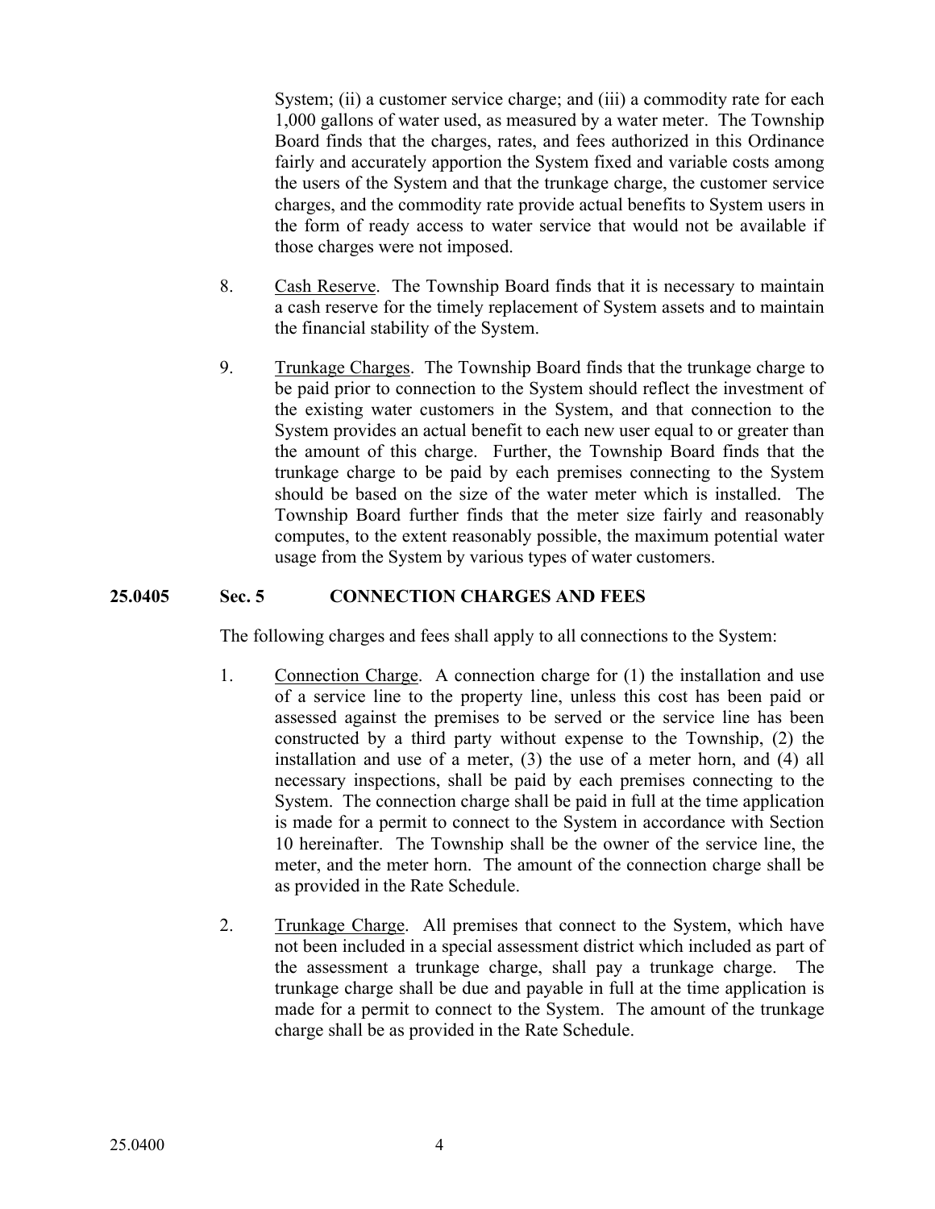System; (ii) a customer service charge; and (iii) a commodity rate for each 1,000 gallons of water used, as measured by a water meter. The Township Board finds that the charges, rates, and fees authorized in this Ordinance fairly and accurately apportion the System fixed and variable costs among the users of the System and that the trunkage charge, the customer service charges, and the commodity rate provide actual benefits to System users in the form of ready access to water service that would not be available if those charges were not imposed.

8. Cash Reserve. The Township Board finds that it is necessary to maintain a cash reserve for the timely replacement of System assets and to maintain the financial stability of the System.

9. Trunkage Charges. The Township Board finds that the trunkage charge to be paid prior to connection to the System should reflect the investment of the existing water customers in the System, and that connection to the System provides an actual benefit to each new user equal to or greater than the amount of this charge. Further, the Township Board finds that the trunkage charge to be paid by each premises connecting to the System should be based on the size of the water meter which is installed. The Township Board further finds that the meter size fairly and reasonably computes, to the extent reasonably possible, the maximum potential water usage from the System by various types of water customers.

## 25.0405 Sec. 5 CONNECTION CHARGES AND FEES

The following charges and fees shall apply to all connections to the System:

1. Connection Charge. A connection charge for (1) the installation and use of a service line to the property line, unless this cost has been paid or assessed against the premises to be served or the service line has been constructed by a third party without expense to the Township, (2) the installation and use of a meter, (3) the use of a meter horn, and (4) all necessary inspections, shall be paid by each premises connecting to the System. The connection charge shall be paid in full at the time application is made for a permit to connect to the System in accordance with Section 10 hereinafter. The Township shall be the owner of the service line, the meter, and the meter horn. The amount of the connection charge shall be as provided in the Rate Schedule.

2. Trunkage Charge. All premises that connect to the System, which have not been included in a special assessment district which included as part of the assessment a trunkage charge, shall pay a trunkage charge. The trunkage charge shall be due and payable in full at the time application is made for a permit to connect to the System. The amount of the trunkage charge shall be as provided in the Rate Schedule.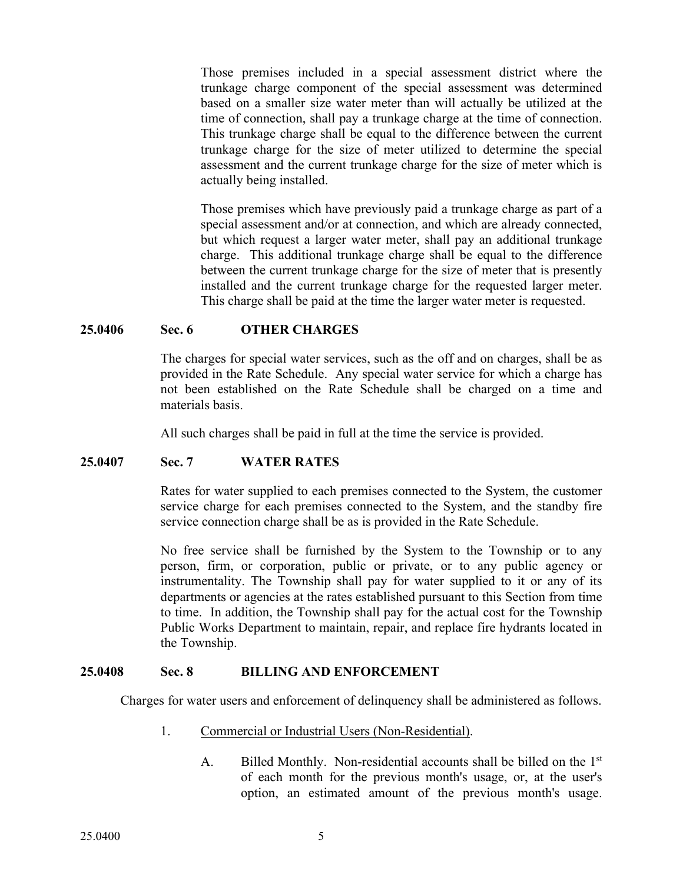Those premises included in a special assessment district where the trunkage charge component of the special assessment was determined based on a smaller size water meter than will actually be utilized at the time of connection, shall pay a trunkage charge at the time of connection. This trunkage charge shall be equal to the difference between the current trunkage charge for the size of meter utilized to determine the special assessment and the current trunkage charge for the size of meter which is actually being installed.

Those premises which have previously paid a trunkage charge as part of a special assessment and/or at connection, and which are already connected, but which request a larger water meter, shall pay an additional trunkage charge. This additional trunkage charge shall be equal to the difference between the current trunkage charge for the size of meter that is presently installed and the current trunkage charge for the requested larger meter. This charge shall be paid at the time the larger water meter is requested.

## 25.0406 Sec. 6 OTHER CHARGES

The charges for special water services, such as the off and on charges, shall be as provided in the Rate Schedule. Any special water service for which a charge has not been established on the Rate Schedule shall be charged on a time and materials basis.

All such charges shall be paid in full at the time the service is provided.

## 25.0407 Sec. 7 WATER RATES

Rates for water supplied to each premises connected to the System, the customer service charge for each premises connected to the System, and the standby fire service connection charge shall be as is provided in the Rate Schedule.

No free service shall be furnished by the System to the Township or to any person, firm, or corporation, public or private, or to any public agency or instrumentality. The Township shall pay for water supplied to it or any of its departments or agencies at the rates established pursuant to this Section from time to time. In addition, the Township shall pay for the actual cost for the Township Public Works Department to maintain, repair, and replace fire hydrants located in the Township.

## 25.0408 Sec. 8 BILLING AND ENFORCEMENT

Charges for water users and enforcement of delinquency shall be administered as follows.

1. Commercial or Industrial Users (Non-Residential).

   A. Billed Monthly. Non-residential accounts shall be billed on the 1st of each month for the previous month's usage, or, at the user's option, an estimated amount of the previous month's usage.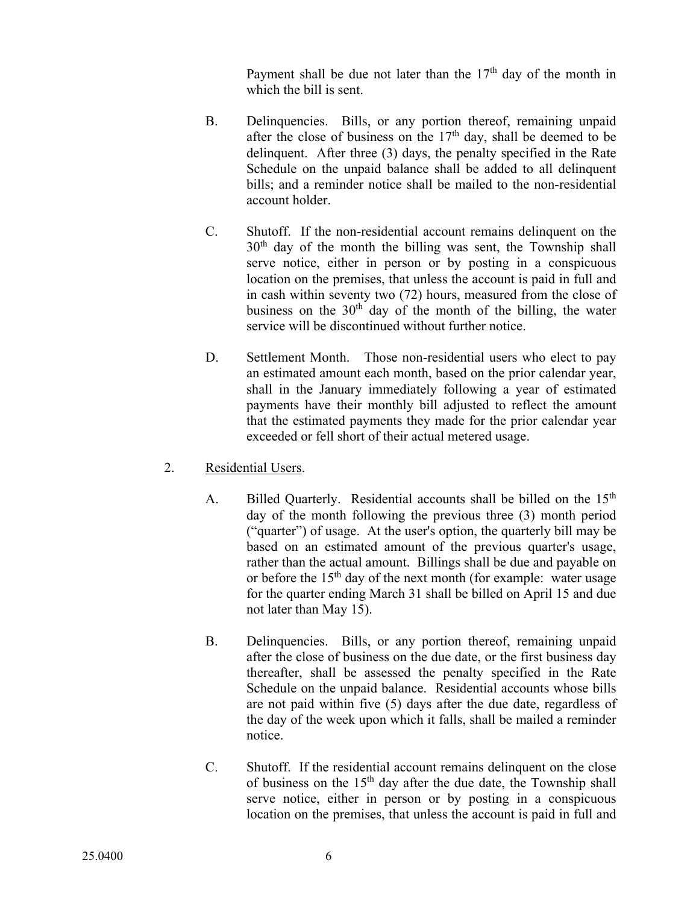Payment shall be due not later than the 17th day of the month in which the bill is sent.

B. Delinquencies. Bills, or any portion thereof, remaining unpaid after the close of business on the 17th day, shall be deemed to be delinquent. After three (3) days, the penalty specified in the Rate Schedule on the unpaid balance shall be added to all delinquent bills; and a reminder notice shall be mailed to the non-residential account holder.

C. Shutoff. If the non-residential account remains delinquent on the 30th day of the month the billing was sent, the Township shall serve notice, either in person or by posting in a conspicuous location on the premises, that unless the account is paid in full and in cash within seventy two (72) hours, measured from the close of business on the 30th day of the month of the billing, the water service will be discontinued without further notice.

D. Settlement Month. Those non-residential users who elect to pay an estimated amount each month, based on the prior calendar year, shall in the January immediately following a year of estimated payments have their monthly bill adjusted to reflect the amount that the estimated payments they made for the prior calendar year exceeded or fell short of their actual metered usage.

2. Residential Users.

A. Billed Quarterly. Residential accounts shall be billed on the 15th day of the month following the previous three (3) month period ("quarter") of usage. At the user's option, the quarterly bill may be based on an estimated amount of the previous quarter's usage, rather than the actual amount. Billings shall be due and payable on or before the 15th day of the next month (for example: water usage for the quarter ending March 31 shall be billed on April 15 and due not later than May 15).

B. Delinquencies. Bills, or any portion thereof, remaining unpaid after the close of business on the due date, or the first business day thereafter, shall be assessed the penalty specified in the Rate Schedule on the unpaid balance. Residential accounts whose bills are not paid within five (5) days after the due date, regardless of the day of the week upon which it falls, shall be mailed a reminder notice.

C. Shutoff. If the residential account remains delinquent on the close of business on the 15th day after the due date, the Township shall serve notice, either in person or by posting in a conspicuous location on the premises, that unless the account is paid in full and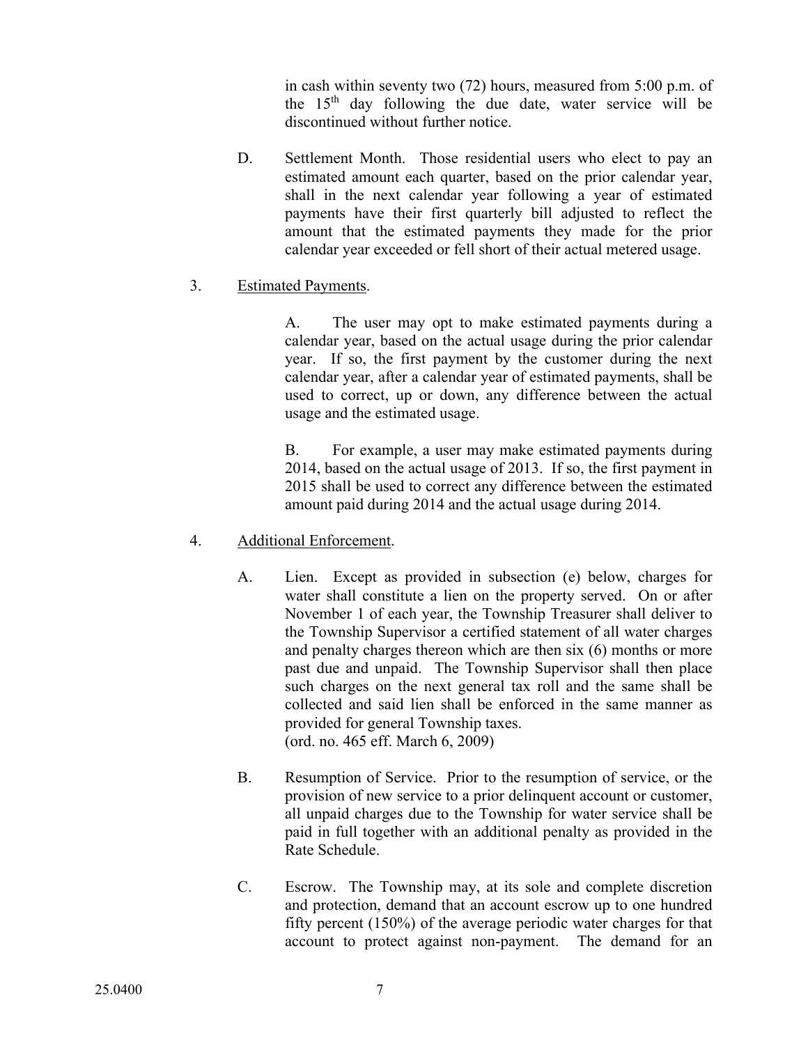in cash within seventy two (72) hours, measured from 5:00 p.m. of the 15th day following the due date, water service will be discontinued without further notice.

D. Settlement Month. Those residential users who elect to pay an estimated amount each quarter, based on the prior calendar year, shall in the next calendar year following a year of estimated payments have their first quarterly bill adjusted to reflect the amount that the estimated payments they made for the prior calendar year exceeded or fell short of their actual metered usage.

3. Estimated Payments.

A. The user may opt to make estimated payments during a calendar year, based on the actual usage during the prior calendar year. If so, the first payment by the customer during the next calendar year, after a calendar year of estimated payments, shall be used to correct, up or down, any difference between the actual usage and the estimated usage.

B. For example, a user may make estimated payments during 2014, based on the actual usage of 2013. If so, the first payment in 2015 shall be used to correct any difference between the estimated amount paid during 2014 and the actual usage during 2014.

4. Additional Enforcement.

A. Lien. Except as provided in subsection (e) below, charges for water shall constitute a lien on the property served. On or after November 1 of each year, the Township Treasurer shall deliver to the Township Supervisor a certified statement of all water charges and penalty charges thereon which are then six (6) months or more past due and unpaid. The Township Supervisor shall then place such charges on the next general tax roll and the same shall be collected and said lien shall be enforced in the same manner as provided for general Township taxes.
(ord. no. 465 eff. March 6, 2009)

B. Resumption of Service. Prior to the resumption of service, or the provision of new service to a prior delinquent account or customer, all unpaid charges due to the Township for water service shall be paid in full together with an additional penalty as provided in the Rate Schedule.

C. Escrow. The Township may, at its sole and complete discretion and protection, demand that an account escrow up to one hundred fifty percent (150%) of the average periodic water charges for that account to protect against non-payment. The demand for an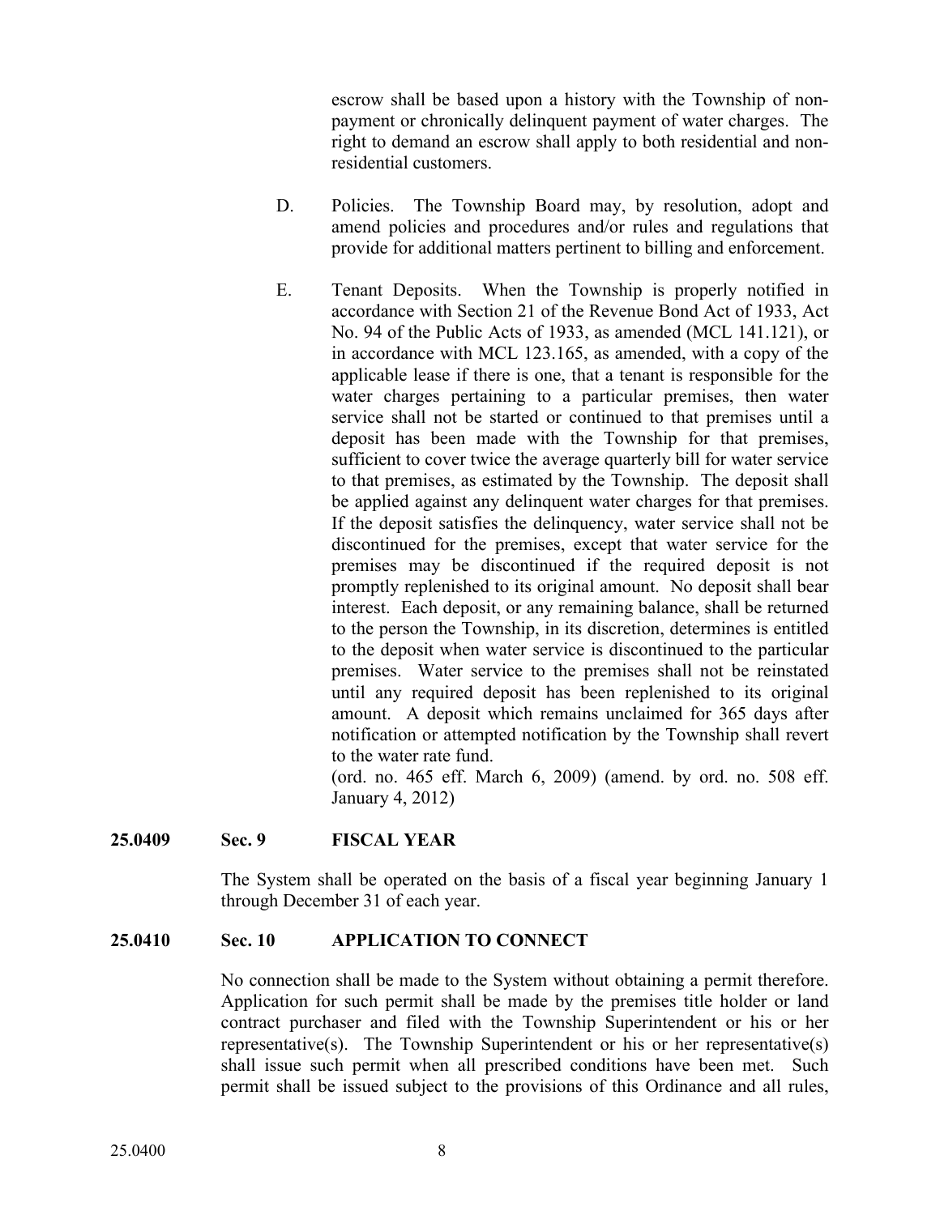escrow shall be based upon a history with the Township of non-payment or chronically delinquent payment of water charges. The right to demand an escrow shall apply to both residential and non-residential customers.

D. Policies. The Township Board may, by resolution, adopt and amend policies and procedures and/or rules and regulations that provide for additional matters pertinent to billing and enforcement.

E. Tenant Deposits. When the Township is properly notified in accordance with Section 21 of the Revenue Bond Act of 1933, Act No. 94 of the Public Acts of 1933, as amended (MCL 141.121), or in accordance with MCL 123.165, as amended, with a copy of the applicable lease if there is one, that a tenant is responsible for the water charges pertaining to a particular premises, then water service shall not be started or continued to that premises until a deposit has been made with the Township for that premises, sufficient to cover twice the average quarterly bill for water service to that premises, as estimated by the Township. The deposit shall be applied against any delinquent water charges for that premises. If the deposit satisfies the delinquency, water service shall not be discontinued for the premises, except that water service for the premises may be discontinued if the required deposit is not promptly replenished to its original amount. No deposit shall bear interest. Each deposit, or any remaining balance, shall be returned to the person the Township, in its discretion, determines is entitled to the deposit when water service is discontinued to the particular premises. Water service to the premises shall not be reinstated until any required deposit has been replenished to its original amount. A deposit which remains unclaimed for 365 days after notification or attempted notification by the Township shall revert to the water rate fund.
(ord. no. 465 eff. March 6, 2009) (amend. by ord. no. 508 eff. January 4, 2012)

**25.0409 Sec. 9 FISCAL YEAR**

The System shall be operated on the basis of a fiscal year beginning January 1 through December 31 of each year.

**25.0410 Sec. 10 APPLICATION TO CONNECT**

No connection shall be made to the System without obtaining a permit therefore. Application for such permit shall be made by the premises title holder or land contract purchaser and filed with the Township Superintendent or his or her representative(s). The Township Superintendent or his or her representative(s) shall issue such permit when all prescribed conditions have been met. Such permit shall be issued subject to the provisions of this Ordinance and all rules,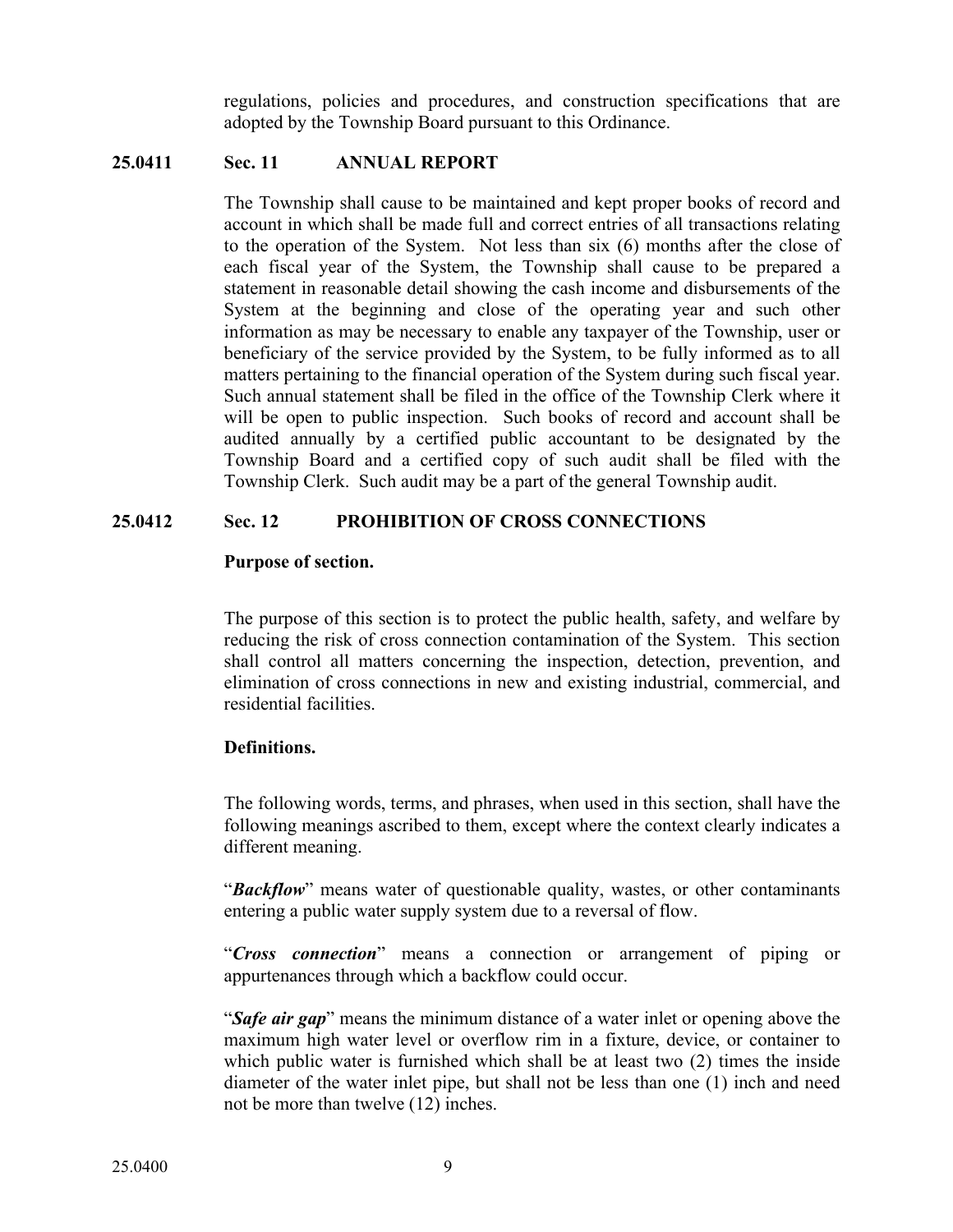regulations, policies and procedures, and construction specifications that are adopted by the Township Board pursuant to this Ordinance.

**25.0411 Sec. 11 ANNUAL REPORT**

The Township shall cause to be maintained and kept proper books of record and account in which shall be made full and correct entries of all transactions relating to the operation of the System. Not less than six (6) months after the close of each fiscal year of the System, the Township shall cause to be prepared a statement in reasonable detail showing the cash income and disbursements of the System at the beginning and close of the operating year and such other information as may be necessary to enable any taxpayer of the Township, user or beneficiary of the service provided by the System, to be fully informed as to all matters pertaining to the financial operation of the System during such fiscal year. Such annual statement shall be filed in the office of the Township Clerk where it will be open to public inspection. Such books of record and account shall be audited annually by a certified public accountant to be designated by the Township Board and a certified copy of such audit shall be filed with the Township Clerk. Such audit may be a part of the general Township audit.

**25.0412 Sec. 12 PROHIBITION OF CROSS CONNECTIONS**

**Purpose of section.**

The purpose of this section is to protect the public health, safety, and welfare by reducing the risk of cross connection contamination of the System. This section shall control all matters concerning the inspection, detection, prevention, and elimination of cross connections in new and existing industrial, commercial, and residential facilities.

**Definitions.**

The following words, terms, and phrases, when used in this section, shall have the following meanings ascribed to them, except where the context clearly indicates a different meaning.

"***Backflow***" means water of questionable quality, wastes, or other contaminants entering a public water supply system due to a reversal of flow.

"***Cross connection***" means a connection or arrangement of piping or appurtenances through which a backflow could occur.

"***Safe air gap***" means the minimum distance of a water inlet or opening above the maximum high water level or overflow rim in a fixture, device, or container to which public water is furnished which shall be at least two (2) times the inside diameter of the water inlet pipe, but shall not be less than one (1) inch and need not be more than twelve (12) inches.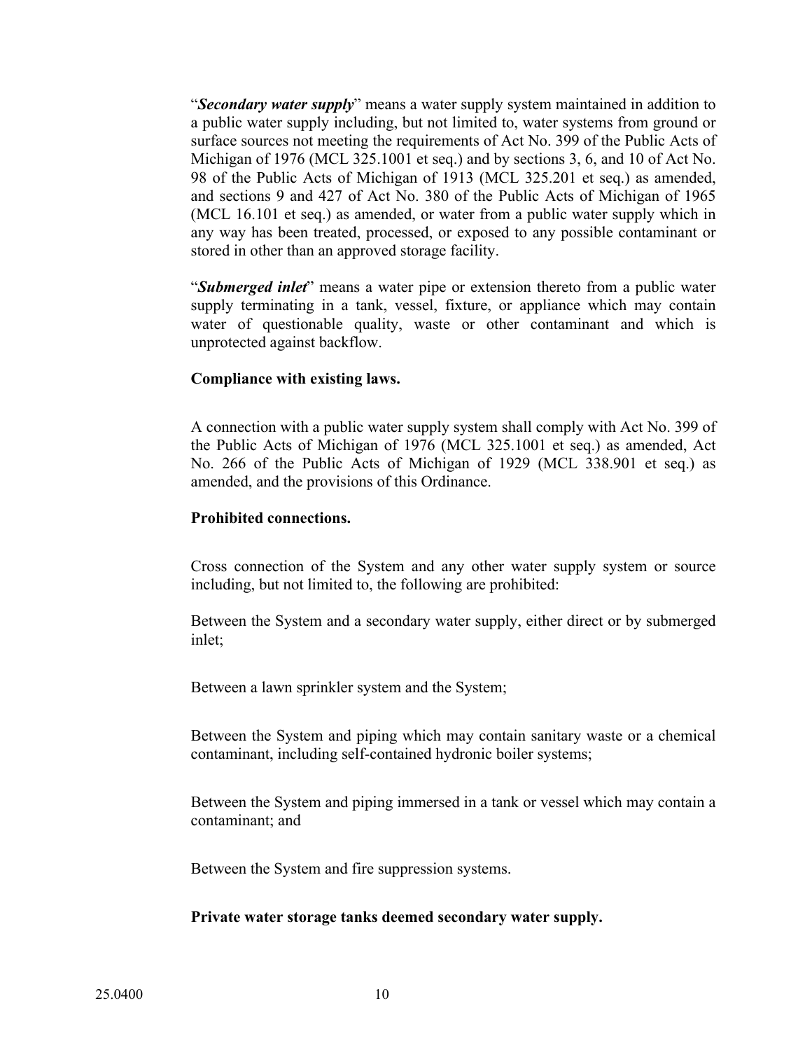"***Secondary water supply***" means a water supply system maintained in addition to a public water supply including, but not limited to, water systems from ground or surface sources not meeting the requirements of Act No. 399 of the Public Acts of Michigan of 1976 (MCL 325.1001 et seq.) and by sections 3, 6, and 10 of Act No. 98 of the Public Acts of Michigan of 1913 (MCL 325.201 et seq.) as amended, and sections 9 and 427 of Act No. 380 of the Public Acts of Michigan of 1965 (MCL 16.101 et seq.) as amended, or water from a public water supply which in any way has been treated, processed, or exposed to any possible contaminant or stored in other than an approved storage facility.

"***Submerged inlet***" means a water pipe or extension thereto from a public water supply terminating in a tank, vessel, fixture, or appliance which may contain water of questionable quality, waste or other contaminant and which is unprotected against backflow.

**Compliance with existing laws.**

A connection with a public water supply system shall comply with Act No. 399 of the Public Acts of Michigan of 1976 (MCL 325.1001 et seq.) as amended, Act No. 266 of the Public Acts of Michigan of 1929 (MCL 338.901 et seq.) as amended, and the provisions of this Ordinance.

**Prohibited connections.**

Cross connection of the System and any other water supply system or source including, but not limited to, the following are prohibited:

Between the System and a secondary water supply, either direct or by submerged inlet;

Between a lawn sprinkler system and the System;

Between the System and piping which may contain sanitary waste or a chemical contaminant, including self-contained hydronic boiler systems;

Between the System and piping immersed in a tank or vessel which may contain a contaminant; and

Between the System and fire suppression systems.

**Private water storage tanks deemed secondary water supply.**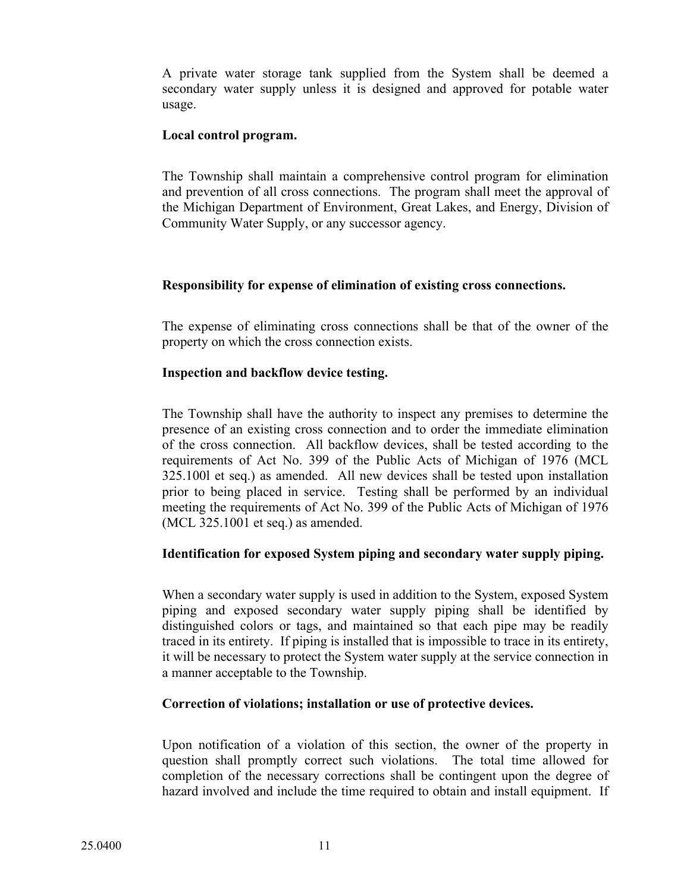A private water storage tank supplied from the System shall be deemed a secondary water supply unless it is designed and approved for potable water usage.

**Local control program.**

The Township shall maintain a comprehensive control program for elimination and prevention of all cross connections. The program shall meet the approval of the Michigan Department of Environment, Great Lakes, and Energy, Division of Community Water Supply, or any successor agency.

**Responsibility for expense of elimination of existing cross connections.**

The expense of eliminating cross connections shall be that of the owner of the property on which the cross connection exists.

**Inspection and backflow device testing.**

The Township shall have the authority to inspect any premises to determine the presence of an existing cross connection and to order the immediate elimination of the cross connection. All backflow devices, shall be tested according to the requirements of Act No. 399 of the Public Acts of Michigan of 1976 (MCL 325.100l et seq.) as amended. All new devices shall be tested upon installation prior to being placed in service. Testing shall be performed by an individual meeting the requirements of Act No. 399 of the Public Acts of Michigan of 1976 (MCL 325.1001 et seq.) as amended.

**Identification for exposed System piping and secondary water supply piping.**

When a secondary water supply is used in addition to the System, exposed System piping and exposed secondary water supply piping shall be identified by distinguished colors or tags, and maintained so that each pipe may be readily traced in its entirety. If piping is installed that is impossible to trace in its entirety, it will be necessary to protect the System water supply at the service connection in a manner acceptable to the Township.

**Correction of violations; installation or use of protective devices.**

Upon notification of a violation of this section, the owner of the property in question shall promptly correct such violations. The total time allowed for completion of the necessary corrections shall be contingent upon the degree of hazard involved and include the time required to obtain and install equipment. If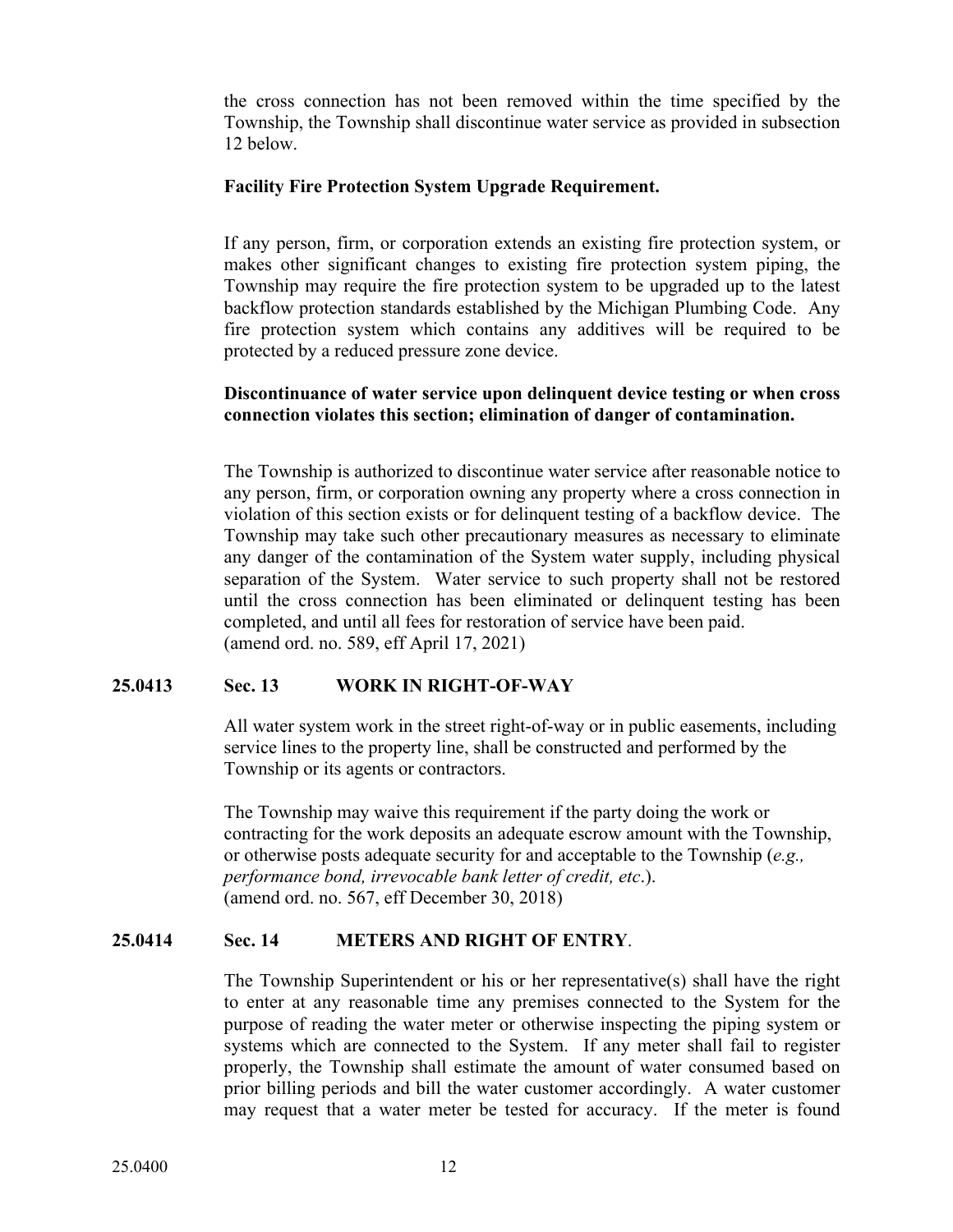the cross connection has not been removed within the time specified by the Township, the Township shall discontinue water service as provided in subsection 12 below.

**Facility Fire Protection System Upgrade Requirement.**

If any person, firm, or corporation extends an existing fire protection system, or makes other significant changes to existing fire protection system piping, the Township may require the fire protection system to be upgraded up to the latest backflow protection standards established by the Michigan Plumbing Code. Any fire protection system which contains any additives will be required to be protected by a reduced pressure zone device.

**Discontinuance of water service upon delinquent device testing or when cross connection violates this section; elimination of danger of contamination.**

The Township is authorized to discontinue water service after reasonable notice to any person, firm, or corporation owning any property where a cross connection in violation of this section exists or for delinquent testing of a backflow device. The Township may take such other precautionary measures as necessary to eliminate any danger of the contamination of the System water supply, including physical separation of the System. Water service to such property shall not be restored until the cross connection has been eliminated or delinquent testing has been completed, and until all fees for restoration of service have been paid.
(amend ord. no. 589, eff April 17, 2021)

## 25.0413 Sec. 13 WORK IN RIGHT-OF-WAY

All water system work in the street right-of-way or in public easements, including service lines to the property line, shall be constructed and performed by the Township or its agents or contractors.

The Township may waive this requirement if the party doing the work or contracting for the work deposits an adequate escrow amount with the Township, or otherwise posts adequate security for and acceptable to the Township (*e.g., performance bond, irrevocable bank letter of credit, etc*.).
(amend ord. no. 567, eff December 30, 2018)

## 25.0414 Sec. 14 METERS AND RIGHT OF ENTRY.

The Township Superintendent or his or her representative(s) shall have the right to enter at any reasonable time any premises connected to the System for the purpose of reading the water meter or otherwise inspecting the piping system or systems which are connected to the System. If any meter shall fail to register properly, the Township shall estimate the amount of water consumed based on prior billing periods and bill the water customer accordingly. A water customer may request that a water meter be tested for accuracy. If the meter is found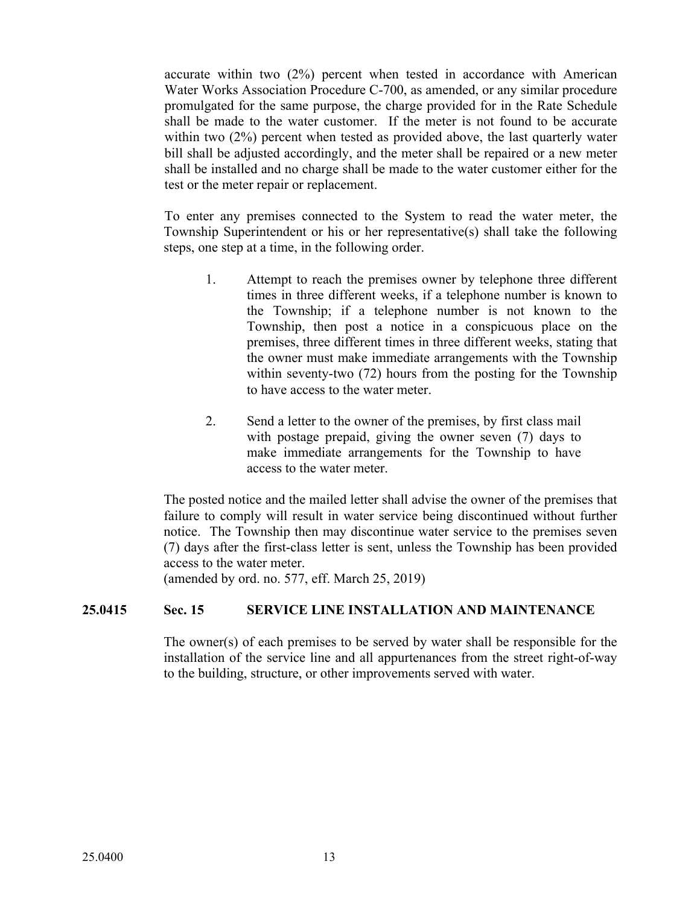accurate within two (2%) percent when tested in accordance with American Water Works Association Procedure C-700, as amended, or any similar procedure promulgated for the same purpose, the charge provided for in the Rate Schedule shall be made to the water customer. If the meter is not found to be accurate within two (2%) percent when tested as provided above, the last quarterly water bill shall be adjusted accordingly, and the meter shall be repaired or a new meter shall be installed and no charge shall be made to the water customer either for the test or the meter repair or replacement.

To enter any premises connected to the System to read the water meter, the Township Superintendent or his or her representative(s) shall take the following steps, one step at a time, in the following order.

1. Attempt to reach the premises owner by telephone three different times in three different weeks, if a telephone number is known to the Township; if a telephone number is not known to the Township, then post a notice in a conspicuous place on the premises, three different times in three different weeks, stating that the owner must make immediate arrangements with the Township within seventy-two (72) hours from the posting for the Township to have access to the water meter.

2. Send a letter to the owner of the premises, by first class mail with postage prepaid, giving the owner seven (7) days to make immediate arrangements for the Township to have access to the water meter.

The posted notice and the mailed letter shall advise the owner of the premises that failure to comply will result in water service being discontinued without further notice. The Township then may discontinue water service to the premises seven (7) days after the first-class letter is sent, unless the Township has been provided access to the water meter.
(amended by ord. no. 577, eff. March 25, 2019)

## 25.0415 Sec. 15 SERVICE LINE INSTALLATION AND MAINTENANCE

The owner(s) of each premises to be served by water shall be responsible for the installation of the service line and all appurtenances from the street right-of-way to the building, structure, or other improvements served with water.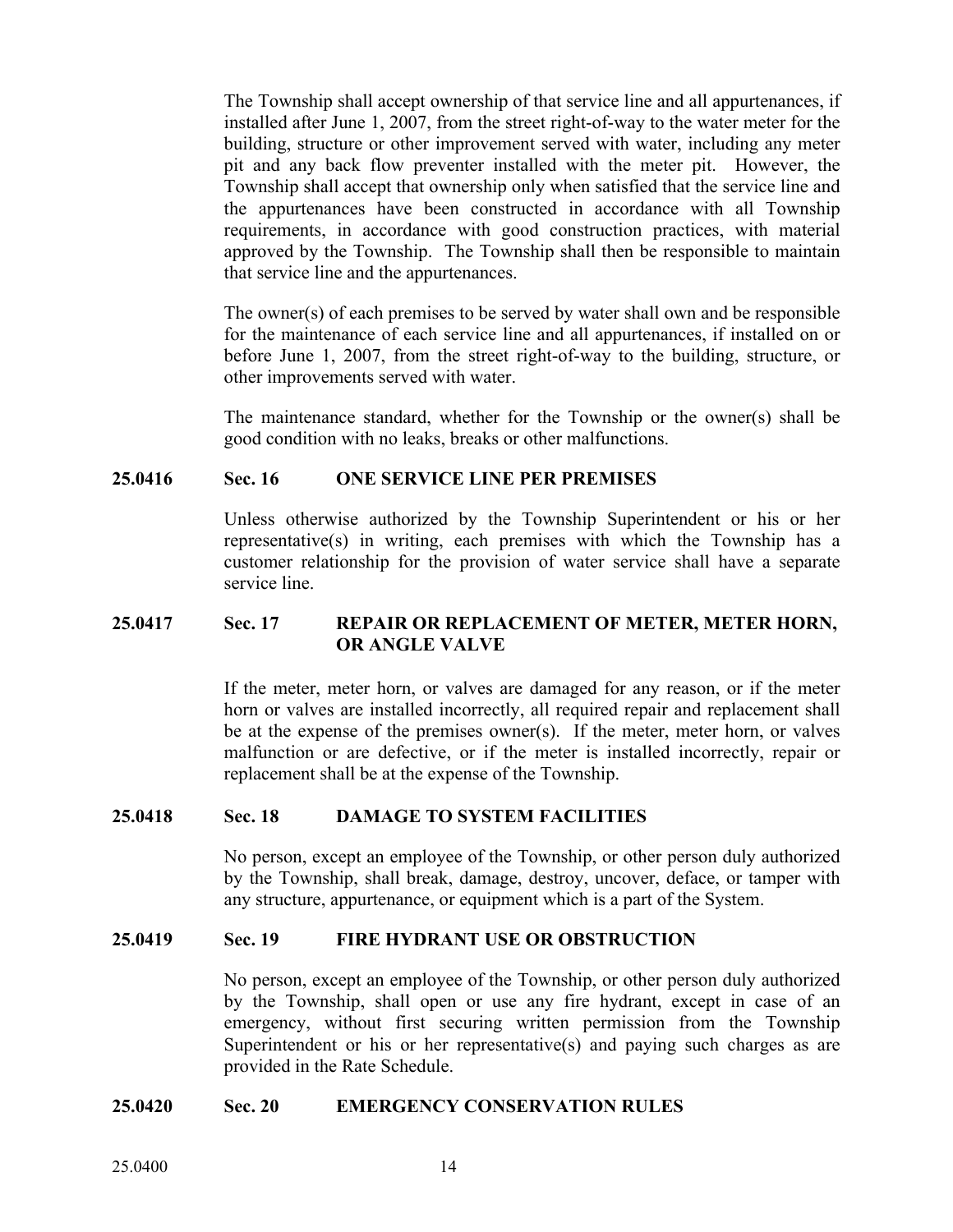The Township shall accept ownership of that service line and all appurtenances, if installed after June 1, 2007, from the street right-of-way to the water meter for the building, structure or other improvement served with water, including any meter pit and any back flow preventer installed with the meter pit. However, the Township shall accept that ownership only when satisfied that the service line and the appurtenances have been constructed in accordance with all Township requirements, in accordance with good construction practices, with material approved by the Township. The Township shall then be responsible to maintain that service line and the appurtenances.

The owner(s) of each premises to be served by water shall own and be responsible for the maintenance of each service line and all appurtenances, if installed on or before June 1, 2007, from the street right-of-way to the building, structure, or other improvements served with water.

The maintenance standard, whether for the Township or the owner(s) shall be good condition with no leaks, breaks or other malfunctions.

### 25.0416 Sec. 16 ONE SERVICE LINE PER PREMISES

Unless otherwise authorized by the Township Superintendent or his or her representative(s) in writing, each premises with which the Township has a customer relationship for the provision of water service shall have a separate service line.

### 25.0417 Sec. 17 REPAIR OR REPLACEMENT OF METER, METER HORN, OR ANGLE VALVE

If the meter, meter horn, or valves are damaged for any reason, or if the meter horn or valves are installed incorrectly, all required repair and replacement shall be at the expense of the premises owner(s). If the meter, meter horn, or valves malfunction or are defective, or if the meter is installed incorrectly, repair or replacement shall be at the expense of the Township.

### 25.0418 Sec. 18 DAMAGE TO SYSTEM FACILITIES

No person, except an employee of the Township, or other person duly authorized by the Township, shall break, damage, destroy, uncover, deface, or tamper with any structure, appurtenance, or equipment which is a part of the System.

### 25.0419 Sec. 19 FIRE HYDRANT USE OR OBSTRUCTION

No person, except an employee of the Township, or other person duly authorized by the Township, shall open or use any fire hydrant, except in case of an emergency, without first securing written permission from the Township Superintendent or his or her representative(s) and paying such charges as are provided in the Rate Schedule.

### 25.0420 Sec. 20 EMERGENCY CONSERVATION RULES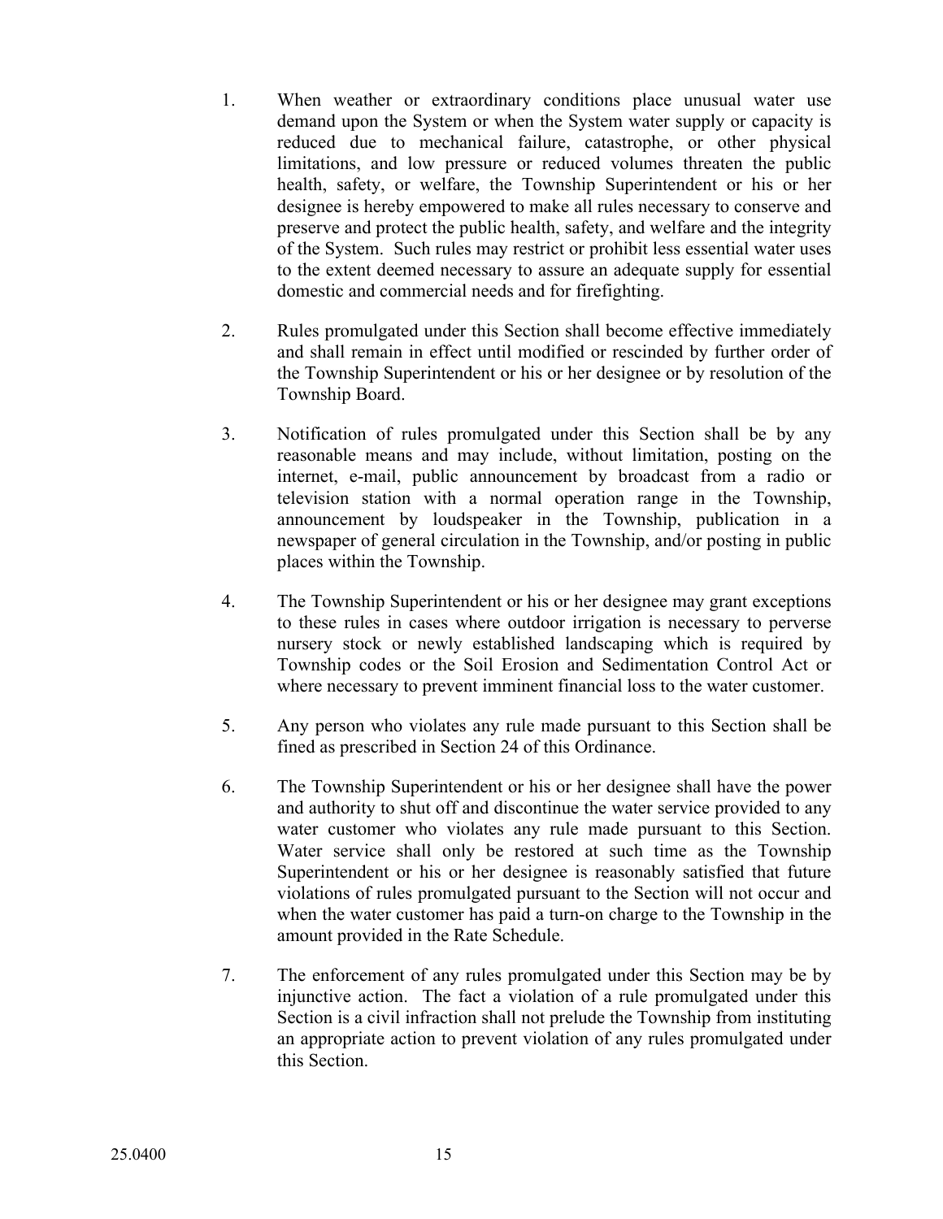1. When weather or extraordinary conditions place unusual water use demand upon the System or when the System water supply or capacity is reduced due to mechanical failure, catastrophe, or other physical limitations, and low pressure or reduced volumes threaten the public health, safety, or welfare, the Township Superintendent or his or her designee is hereby empowered to make all rules necessary to conserve and preserve and protect the public health, safety, and welfare and the integrity of the System. Such rules may restrict or prohibit less essential water uses to the extent deemed necessary to assure an adequate supply for essential domestic and commercial needs and for firefighting.

2. Rules promulgated under this Section shall become effective immediately and shall remain in effect until modified or rescinded by further order of the Township Superintendent or his or her designee or by resolution of the Township Board.

3. Notification of rules promulgated under this Section shall be by any reasonable means and may include, without limitation, posting on the internet, e-mail, public announcement by broadcast from a radio or television station with a normal operation range in the Township, announcement by loudspeaker in the Township, publication in a newspaper of general circulation in the Township, and/or posting in public places within the Township.

4. The Township Superintendent or his or her designee may grant exceptions to these rules in cases where outdoor irrigation is necessary to perverse nursery stock or newly established landscaping which is required by Township codes or the Soil Erosion and Sedimentation Control Act or where necessary to prevent imminent financial loss to the water customer.

5. Any person who violates any rule made pursuant to this Section shall be fined as prescribed in Section 24 of this Ordinance.

6. The Township Superintendent or his or her designee shall have the power and authority to shut off and discontinue the water service provided to any water customer who violates any rule made pursuant to this Section. Water service shall only be restored at such time as the Township Superintendent or his or her designee is reasonably satisfied that future violations of rules promulgated pursuant to the Section will not occur and when the water customer has paid a turn-on charge to the Township in the amount provided in the Rate Schedule.

7. The enforcement of any rules promulgated under this Section may be by injunctive action. The fact a violation of a rule promulgated under this Section is a civil infraction shall not prelude the Township from instituting an appropriate action to prevent violation of any rules promulgated under this Section.

25.0400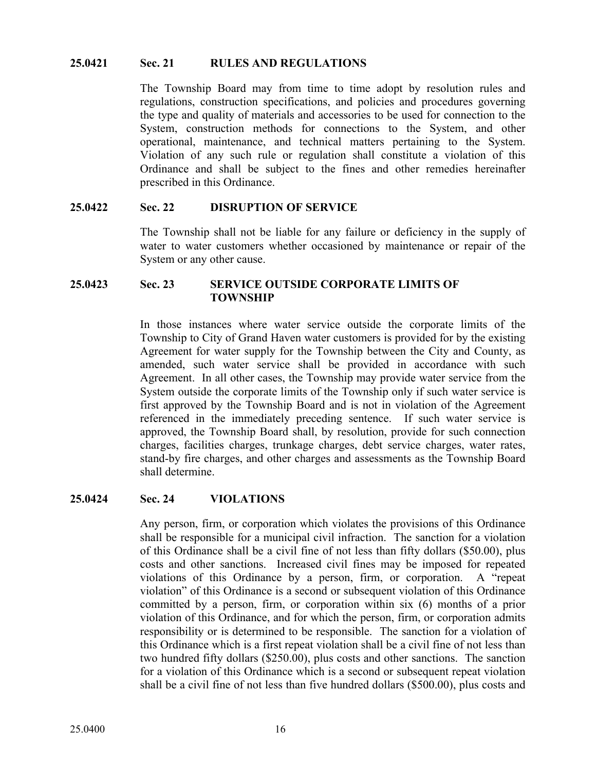### 25.0421 Sec. 21 RULES AND REGULATIONS

The Township Board may from time to time adopt by resolution rules and regulations, construction specifications, and policies and procedures governing the type and quality of materials and accessories to be used for connection to the System, construction methods for connections to the System, and other operational, maintenance, and technical matters pertaining to the System. Violation of any such rule or regulation shall constitute a violation of this Ordinance and shall be subject to the fines and other remedies hereinafter prescribed in this Ordinance.

### 25.0422 Sec. 22 DISRUPTION OF SERVICE

The Township shall not be liable for any failure or deficiency in the supply of water to water customers whether occasioned by maintenance or repair of the System or any other cause.

### 25.0423 Sec. 23 SERVICE OUTSIDE CORPORATE LIMITS OF TOWNSHIP

In those instances where water service outside the corporate limits of the Township to City of Grand Haven water customers is provided for by the existing Agreement for water supply for the Township between the City and County, as amended, such water service shall be provided in accordance with such Agreement. In all other cases, the Township may provide water service from the System outside the corporate limits of the Township only if such water service is first approved by the Township Board and is not in violation of the Agreement referenced in the immediately preceding sentence. If such water service is approved, the Township Board shall, by resolution, provide for such connection charges, facilities charges, trunkage charges, debt service charges, water rates, stand-by fire charges, and other charges and assessments as the Township Board shall determine.

### 25.0424 Sec. 24 VIOLATIONS

Any person, firm, or corporation which violates the provisions of this Ordinance shall be responsible for a municipal civil infraction. The sanction for a violation of this Ordinance shall be a civil fine of not less than fifty dollars ($50.00), plus costs and other sanctions. Increased civil fines may be imposed for repeated violations of this Ordinance by a person, firm, or corporation. A "repeat violation" of this Ordinance is a second or subsequent violation of this Ordinance committed by a person, firm, or corporation within six (6) months of a prior violation of this Ordinance, and for which the person, firm, or corporation admits responsibility or is determined to be responsible. The sanction for a violation of this Ordinance which is a first repeat violation shall be a civil fine of not less than two hundred fifty dollars ($250.00), plus costs and other sanctions. The sanction for a violation of this Ordinance which is a second or subsequent repeat violation shall be a civil fine of not less than five hundred dollars ($500.00), plus costs and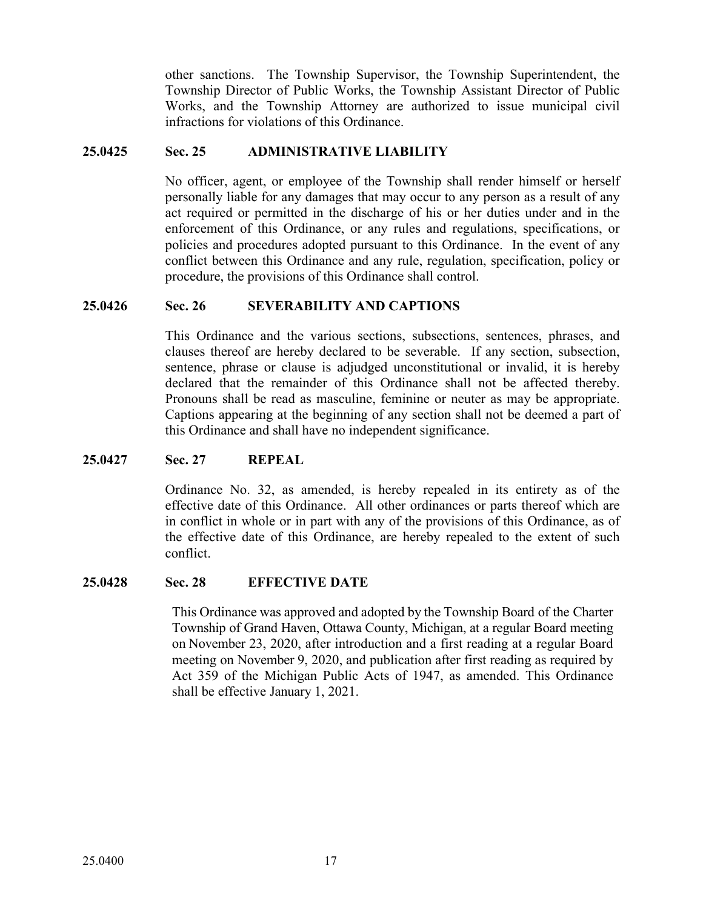other sanctions. The Township Supervisor, the Township Superintendent, the Township Director of Public Works, the Township Assistant Director of Public Works, and the Township Attorney are authorized to issue municipal civil infractions for violations of this Ordinance.

### 25.0425 Sec. 25 ADMINISTRATIVE LIABILITY

No officer, agent, or employee of the Township shall render himself or herself personally liable for any damages that may occur to any person as a result of any act required or permitted in the discharge of his or her duties under and in the enforcement of this Ordinance, or any rules and regulations, specifications, or policies and procedures adopted pursuant to this Ordinance. In the event of any conflict between this Ordinance and any rule, regulation, specification, policy or procedure, the provisions of this Ordinance shall control.

### 25.0426 Sec. 26 SEVERABILITY AND CAPTIONS

This Ordinance and the various sections, subsections, sentences, phrases, and clauses thereof are hereby declared to be severable. If any section, subsection, sentence, phrase or clause is adjudged unconstitutional or invalid, it is hereby declared that the remainder of this Ordinance shall not be affected thereby. Pronouns shall be read as masculine, feminine or neuter as may be appropriate. Captions appearing at the beginning of any section shall not be deemed a part of this Ordinance and shall have no independent significance.

### 25.0427 Sec. 27 REPEAL

Ordinance No. 32, as amended, is hereby repealed in its entirety as of the effective date of this Ordinance. All other ordinances or parts thereof which are in conflict in whole or in part with any of the provisions of this Ordinance, as of the effective date of this Ordinance, are hereby repealed to the extent of such conflict.

### 25.0428 Sec. 28 EFFECTIVE DATE

This Ordinance was approved and adopted by the Township Board of the Charter Township of Grand Haven, Ottawa County, Michigan, at a regular Board meeting on November 23, 2020, after introduction and a first reading at a regular Board meeting on November 9, 2020, and publication after first reading as required by Act 359 of the Michigan Public Acts of 1947, as amended. This Ordinance shall be effective January 1, 2021.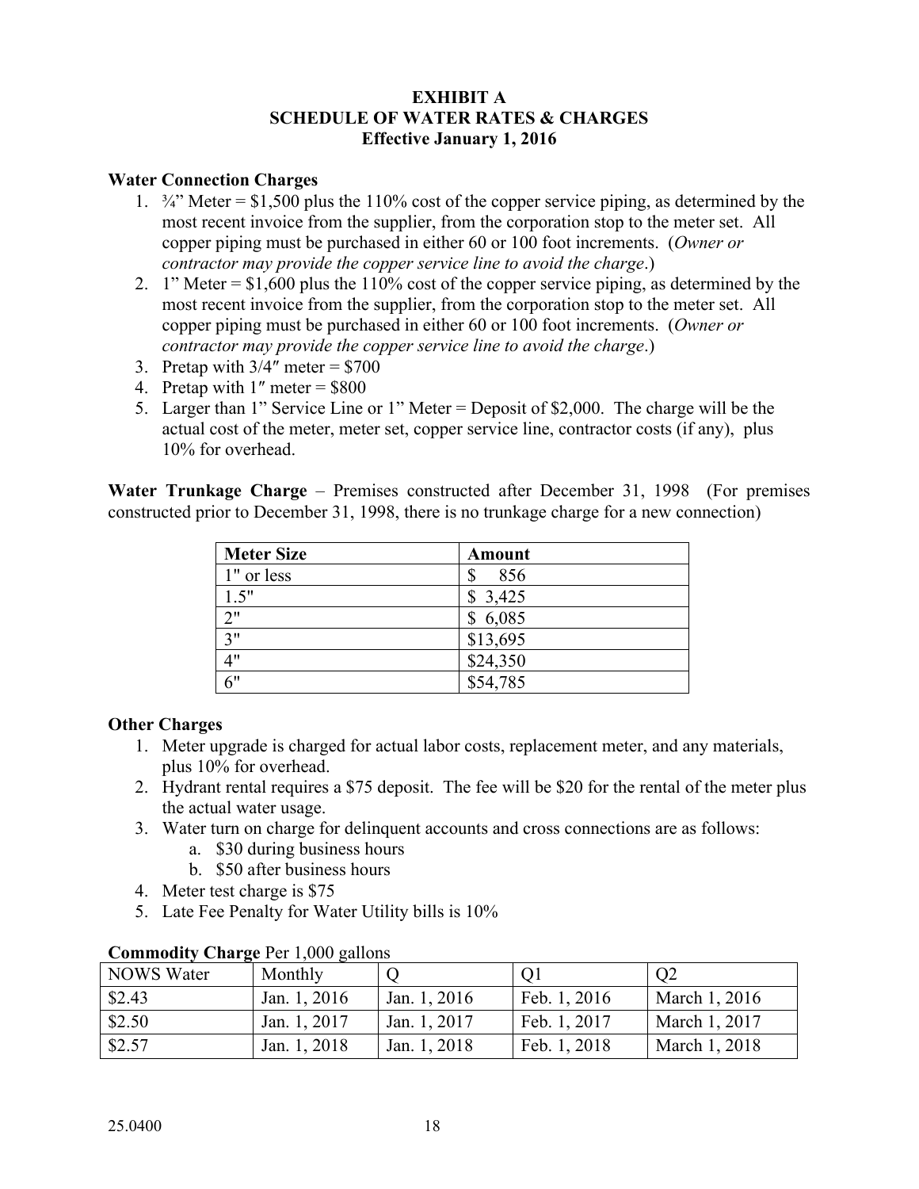# EXHIBIT A
## SCHEDULE OF WATER RATES & CHARGES
### Effective January 1, 2016

**Water Connection Charges**

1. ¾" Meter = $1,500 plus the 110% cost of the copper service piping, as determined by the most recent invoice from the supplier, from the corporation stop to the meter set. All copper piping must be purchased in either 60 or 100 foot increments. (*Owner or contractor may provide the copper service line to avoid the charge*.)
2. 1" Meter = $1,600 plus the 110% cost of the copper service piping, as determined by the most recent invoice from the supplier, from the corporation stop to the meter set. All copper piping must be purchased in either 60 or 100 foot increments. (*Owner or contractor may provide the copper service line to avoid the charge*.)
3. Pretap with 3/4″ meter = $700
4. Pretap with 1″ meter = $800
5. Larger than 1" Service Line or 1" Meter = Deposit of $2,000. The charge will be the actual cost of the meter, meter set, copper service line, contractor costs (if any), plus 10% for overhead.

**Water Trunkage Charge** – Premises constructed after December 31, 1998 (For premises constructed prior to December 31, 1998, there is no trunkage charge for a new connection)

| Meter Size | Amount |
|---|---|
| 1" or less | $ 856 |
| 1.5" | $ 3,425 |
| 2" | $ 6,085 |
| 3" | $13,695 |
| 4" | $24,350 |
| 6" | $54,785 |

**Other Charges**

1. Meter upgrade is charged for actual labor costs, replacement meter, and any materials, plus 10% for overhead.
2. Hydrant rental requires a $75 deposit. The fee will be $20 for the rental of the meter plus the actual water usage.
3. Water turn on charge for delinquent accounts and cross connections are as follows:
   a. $30 during business hours
   b. $50 after business hours
4. Meter test charge is $75
5. Late Fee Penalty for Water Utility bills is 10%

**Commodity Charge** Per 1,000 gallons

| NOWS Water | Monthly | Q | Q1 | Q2 |
|---|---|---|---|---|
| $2.43 | Jan. 1, 2016 | Jan. 1, 2016 | Feb. 1, 2016 | March 1, 2016 |
| $2.50 | Jan. 1, 2017 | Jan. 1, 2017 | Feb. 1, 2017 | March 1, 2017 |
| $2.57 | Jan. 1, 2018 | Jan. 1, 2018 | Feb. 1, 2018 | March 1, 2018 |

25.0400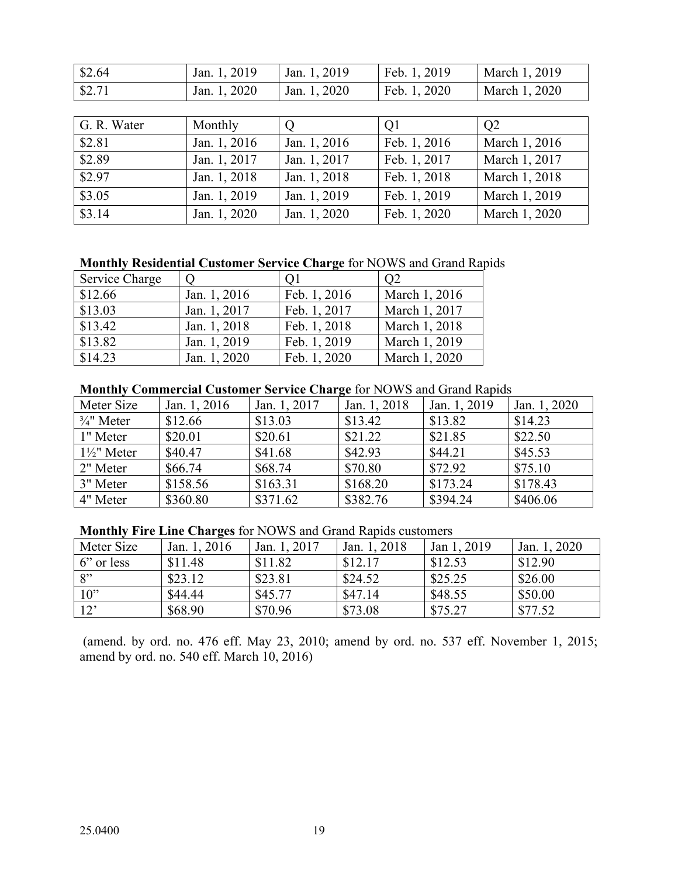| | | | | |
|---|---|---|---|---|
| $2.64 | Jan. 1, 2019 | Jan. 1, 2019 | Feb. 1, 2019 | March 1, 2019 |
| $2.71 | Jan. 1, 2020 | Jan. 1, 2020 | Feb. 1, 2020 | March 1, 2020 |

| G. R. Water | Monthly | Q | Q1 | Q2 |
|---|---|---|---|---|
| $2.81 | Jan. 1, 2016 | Jan. 1, 2016 | Feb. 1, 2016 | March 1, 2016 |
| $2.89 | Jan. 1, 2017 | Jan. 1, 2017 | Feb. 1, 2017 | March 1, 2017 |
| $2.97 | Jan. 1, 2018 | Jan. 1, 2018 | Feb. 1, 2018 | March 1, 2018 |
| $3.05 | Jan. 1, 2019 | Jan. 1, 2019 | Feb. 1, 2019 | March 1, 2019 |
| $3.14 | Jan. 1, 2020 | Jan. 1, 2020 | Feb. 1, 2020 | March 1, 2020 |

**Monthly Residential Customer Service Charge** for NOWS and Grand Rapids

| Service Charge | Q | Q1 | Q2 |
|---|---|---|---|
| $12.66 | Jan. 1, 2016 | Feb. 1, 2016 | March 1, 2016 |
| $13.03 | Jan. 1, 2017 | Feb. 1, 2017 | March 1, 2017 |
| $13.42 | Jan. 1, 2018 | Feb. 1, 2018 | March 1, 2018 |
| $13.82 | Jan. 1, 2019 | Feb. 1, 2019 | March 1, 2019 |
| $14.23 | Jan. 1, 2020 | Feb. 1, 2020 | March 1, 2020 |

**Monthly Commercial Customer Service Charge** for NOWS and Grand Rapids

| Meter Size | Jan. 1, 2016 | Jan. 1, 2017 | Jan. 1, 2018 | Jan. 1, 2019 | Jan. 1, 2020 |
|---|---|---|---|---|---|
| ¾" Meter | $12.66 | $13.03 | $13.42 | $13.82 | $14.23 |
| 1" Meter | $20.01 | $20.61 | $21.22 | $21.85 | $22.50 |
| 1½" Meter | $40.47 | $41.68 | $42.93 | $44.21 | $45.53 |
| 2" Meter | $66.74 | $68.74 | $70.80 | $72.92 | $75.10 |
| 3" Meter | $158.56 | $163.31 | $168.20 | $173.24 | $178.43 |
| 4" Meter | $360.80 | $371.62 | $382.76 | $394.24 | $406.06 |

**Monthly Fire Line Charges** for NOWS and Grand Rapids customers

| Meter Size | Jan. 1, 2016 | Jan. 1, 2017 | Jan. 1, 2018 | Jan 1, 2019 | Jan. 1, 2020 |
|---|---|---|---|---|---|
| 6" or less | $11.48 | $11.82 | $12.17 | $12.53 | $12.90 |
| 8" | $23.12 | $23.81 | $24.52 | $25.25 | $26.00 |
| 10" | $44.44 | $45.77 | $47.14 | $48.55 | $50.00 |
| 12' | $68.90 | $70.96 | $73.08 | $75.27 | $77.52 |

(amend. by ord. no. 476 eff. May 23, 2010; amend by ord. no. 537 eff. November 1, 2015; amend by ord. no. 540 eff. March 10, 2016)

25.0400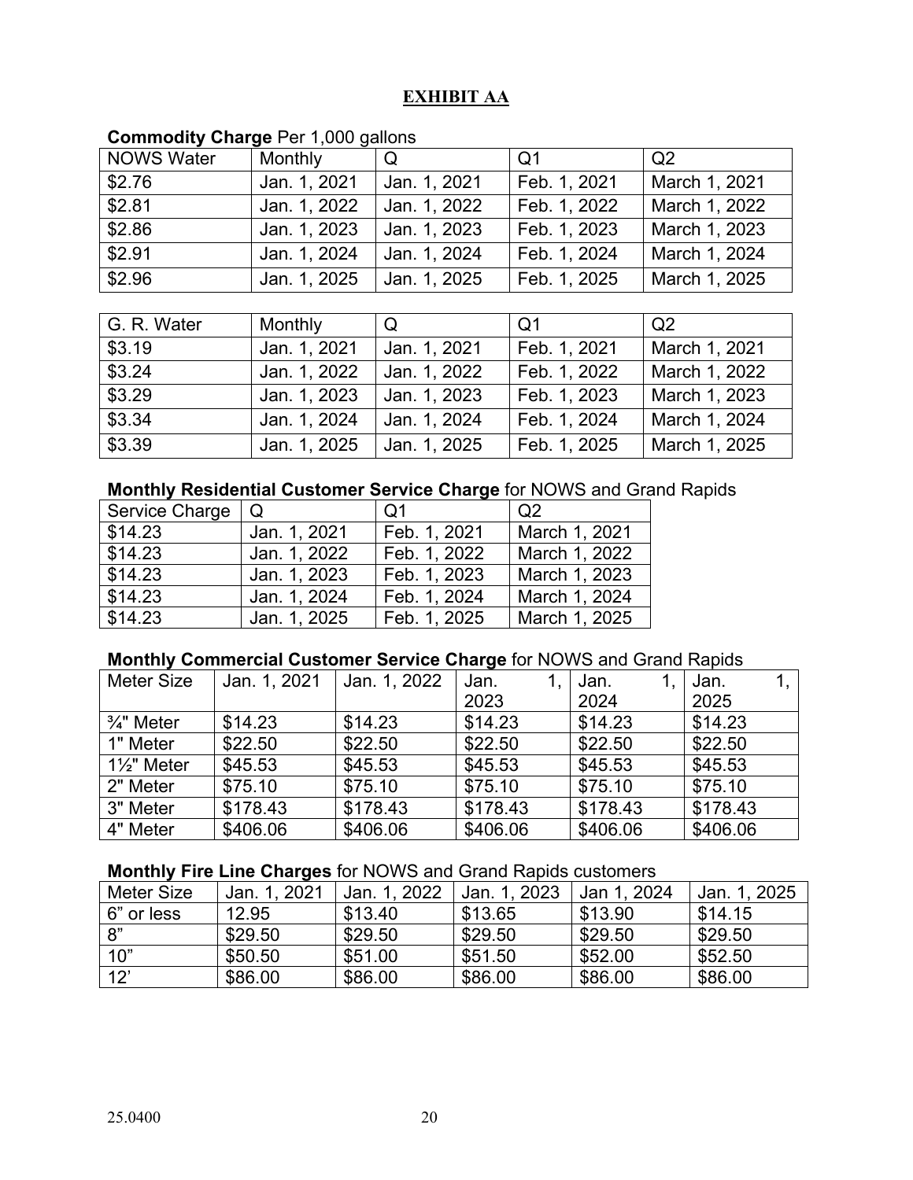## EXHIBIT AA

**Commodity Charge** Per 1,000 gallons

| NOWS Water | Monthly | Q | Q1 | Q2 |
|---|---|---|---|---|
| $2.76 | Jan. 1, 2021 | Jan. 1, 2021 | Feb. 1, 2021 | March 1, 2021 |
| $2.81 | Jan. 1, 2022 | Jan. 1, 2022 | Feb. 1, 2022 | March 1, 2022 |
| $2.86 | Jan. 1, 2023 | Jan. 1, 2023 | Feb. 1, 2023 | March 1, 2023 |
| $2.91 | Jan. 1, 2024 | Jan. 1, 2024 | Feb. 1, 2024 | March 1, 2024 |
| $2.96 | Jan. 1, 2025 | Jan. 1, 2025 | Feb. 1, 2025 | March 1, 2025 |

| G. R. Water | Monthly | Q | Q1 | Q2 |
|---|---|---|---|---|
| $3.19 | Jan. 1, 2021 | Jan. 1, 2021 | Feb. 1, 2021 | March 1, 2021 |
| $3.24 | Jan. 1, 2022 | Jan. 1, 2022 | Feb. 1, 2022 | March 1, 2022 |
| $3.29 | Jan. 1, 2023 | Jan. 1, 2023 | Feb. 1, 2023 | March 1, 2023 |
| $3.34 | Jan. 1, 2024 | Jan. 1, 2024 | Feb. 1, 2024 | March 1, 2024 |
| $3.39 | Jan. 1, 2025 | Jan. 1, 2025 | Feb. 1, 2025 | March 1, 2025 |

**Monthly Residential Customer Service Charge** for NOWS and Grand Rapids

| Service Charge | Q | Q1 | Q2 |
|---|---|---|---|
| $14.23 | Jan. 1, 2021 | Feb. 1, 2021 | March 1, 2021 |
| $14.23 | Jan. 1, 2022 | Feb. 1, 2022 | March 1, 2022 |
| $14.23 | Jan. 1, 2023 | Feb. 1, 2023 | March 1, 2023 |
| $14.23 | Jan. 1, 2024 | Feb. 1, 2024 | March 1, 2024 |
| $14.23 | Jan. 1, 2025 | Feb. 1, 2025 | March 1, 2025 |

**Monthly Commercial Customer Service Charge** for NOWS and Grand Rapids

| Meter Size | Jan. 1, 2021 | Jan. 1, 2022 | Jan. 1, 2023 | Jan. 1, 2024 | Jan. 1, 2025 |
|---|---|---|---|---|---|
| ¾" Meter | $14.23 | $14.23 | $14.23 | $14.23 | $14.23 |
| 1" Meter | $22.50 | $22.50 | $22.50 | $22.50 | $22.50 |
| 1½" Meter | $45.53 | $45.53 | $45.53 | $45.53 | $45.53 |
| 2" Meter | $75.10 | $75.10 | $75.10 | $75.10 | $75.10 |
| 3" Meter | $178.43 | $178.43 | $178.43 | $178.43 | $178.43 |
| 4" Meter | $406.06 | $406.06 | $406.06 | $406.06 | $406.06 |

**Monthly Fire Line Charges** for NOWS and Grand Rapids customers

| Meter Size | Jan. 1, 2021 | Jan. 1, 2022 | Jan. 1, 2023 | Jan 1, 2024 | Jan. 1, 2025 |
|---|---|---|---|---|---|
| 6" or less | 12.95 | $13.40 | $13.65 | $13.90 | $14.15 |
| 8" | $29.50 | $29.50 | $29.50 | $29.50 | $29.50 |
| 10" | $50.50 | $51.00 | $51.50 | $52.00 | $52.50 |
| 12' | $86.00 | $86.00 | $86.00 | $86.00 | $86.00 |

25.0400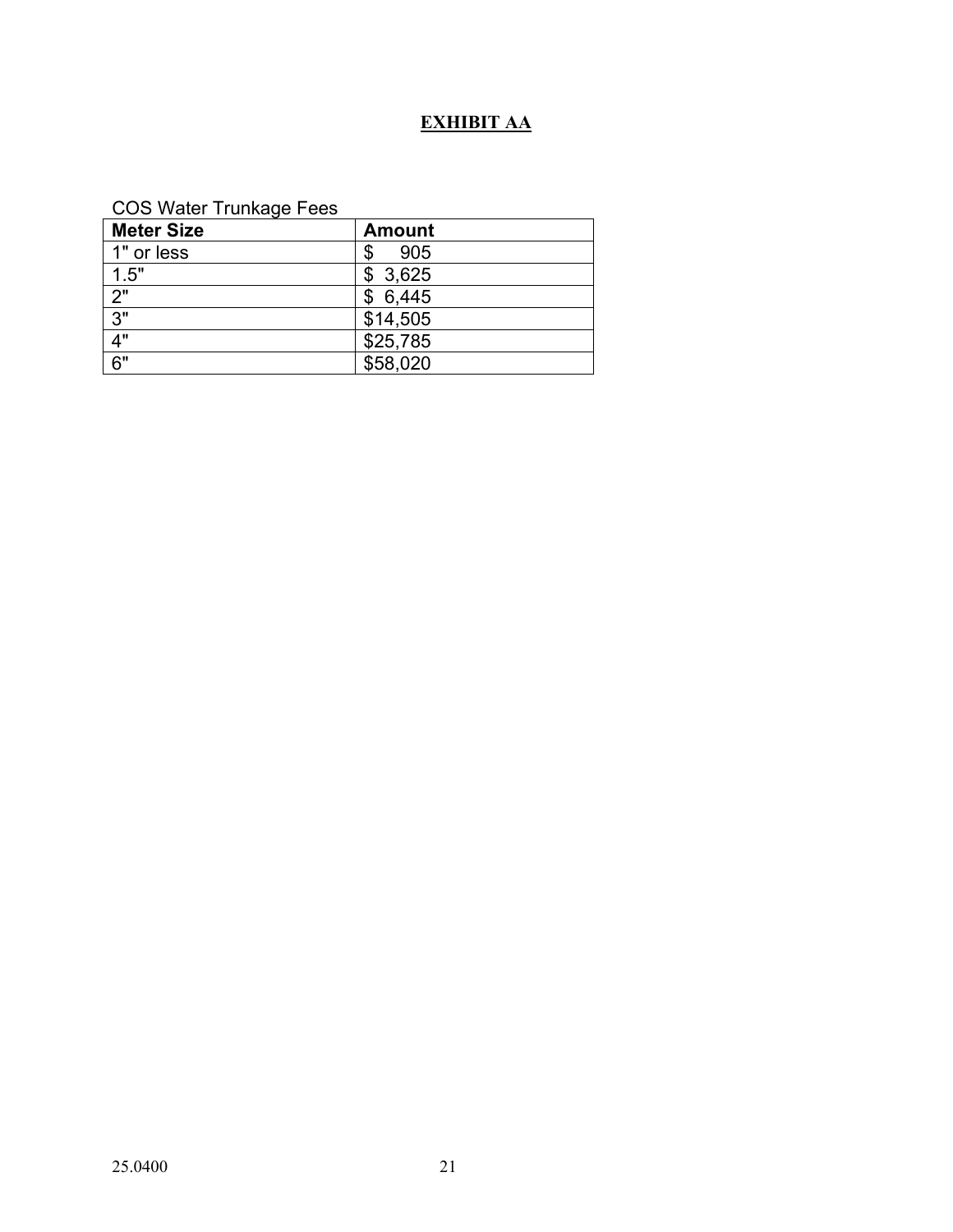**EXHIBIT AA**

COS Water Trunkage Fees

| Meter Size | Amount |
|---|---|
| 1" or less | $ 905 |
| 1.5" | $ 3,625 |
| 2" | $ 6,445 |
| 3" | $14,505 |
| 4" | $25,785 |
| 6" | $58,020 |

25.0400